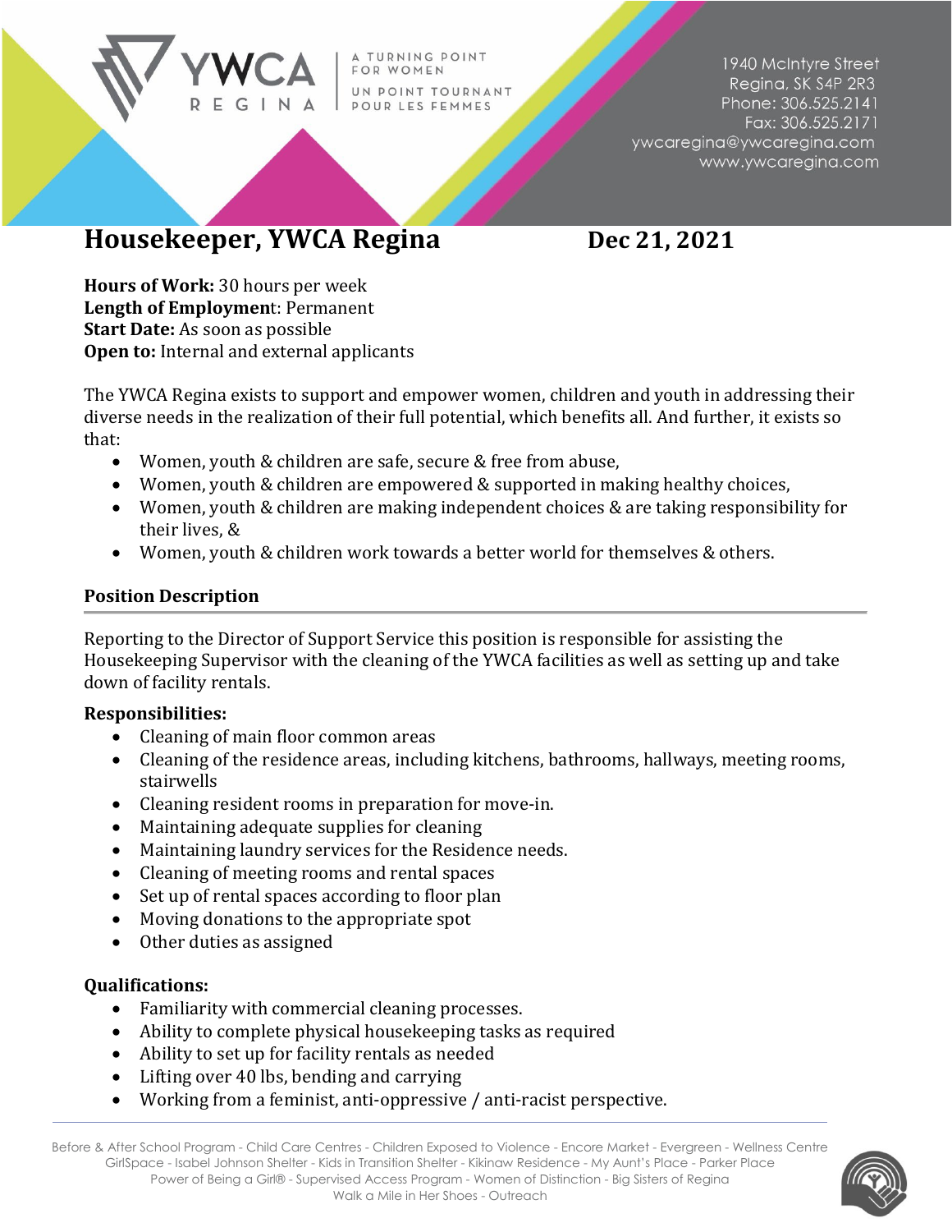YWCA REGINA | A TURNING POINT FOR WOMEN | UN POINT TOURNANT POUR LES FEMMES

1940 McIntyre Street
Regina, SK S4P 2R3
Phone: 306.525.2141
Fax: 306.525.2171
ywcaregina@ywcaregina.com
www.ywcaregina.com

# Housekeeper, YWCA Regina

**Dec 21, 2021**

**Hours of Work:** 30 hours per week
**Length of Employment**: Permanent
**Start Date:** As soon as possible
**Open to:** Internal and external applicants

The YWCA Regina exists to support and empower women, children and youth in addressing their diverse needs in the realization of their full potential, which benefits all. And further, it exists so that:

- Women, youth & children are safe, secure & free from abuse,
- Women, youth & children are empowered & supported in making healthy choices,
- Women, youth & children are making independent choices & are taking responsibility for their lives, &
- Women, youth & children work towards a better world for themselves & others.

## Position Description

Reporting to the Director of Support Service this position is responsible for assisting the Housekeeping Supervisor with the cleaning of the YWCA facilities as well as setting up and take down of facility rentals.

### Responsibilities:

- Cleaning of main floor common areas
- Cleaning of the residence areas, including kitchens, bathrooms, hallways, meeting rooms, stairwells
- Cleaning resident rooms in preparation for move-in.
- Maintaining adequate supplies for cleaning
- Maintaining laundry services for the Residence needs.
- Cleaning of meeting rooms and rental spaces
- Set up of rental spaces according to floor plan
- Moving donations to the appropriate spot
- Other duties as assigned

### Qualifications:

- Familiarity with commercial cleaning processes.
- Ability to complete physical housekeeping tasks as required
- Ability to set up for facility rentals as needed
- Lifting over 40 lbs, bending and carrying
- Working from a feminist, anti-oppressive / anti-racist perspective.

Before & After School Program - Child Care Centres - Children Exposed to Violence - Encore Market - Evergreen - Wellness Centre
GirlSpace - Isabel Johnson Shelter - Kids in Transition Shelter - Kikinaw Residence - My Aunt's Place - Parker Place
Power of Being a Girl® - Supervised Access Program - Women of Distinction - Big Sisters of Regina
Walk a Mile in Her Shoes - Outreach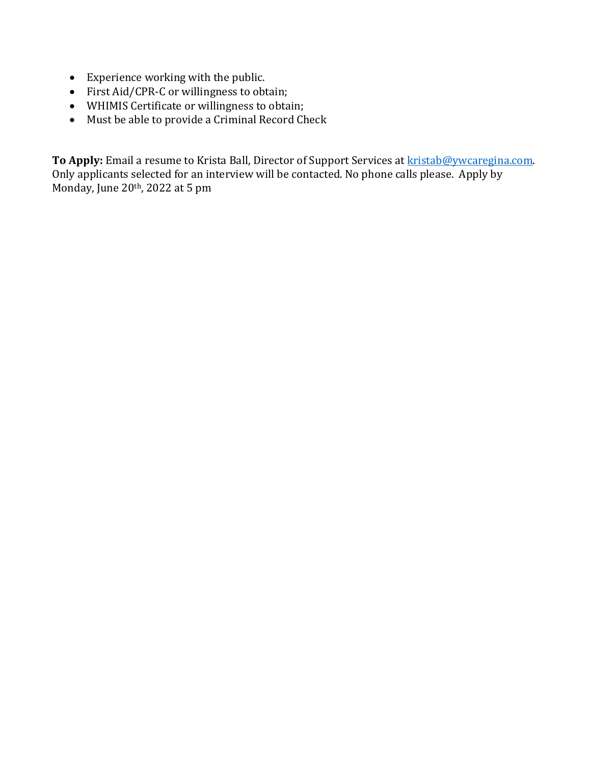- Experience working with the public.
- First Aid/CPR-C or willingness to obtain;
- WHIMIS Certificate or willingness to obtain;
- Must be able to provide a Criminal Record Check

**To Apply:** Email a resume to Krista Ball, Director of Support Services at kristab@ywcaregina.com. Only applicants selected for an interview will be contacted. No phone calls please. Apply by Monday, June 20th, 2022 at 5 pm